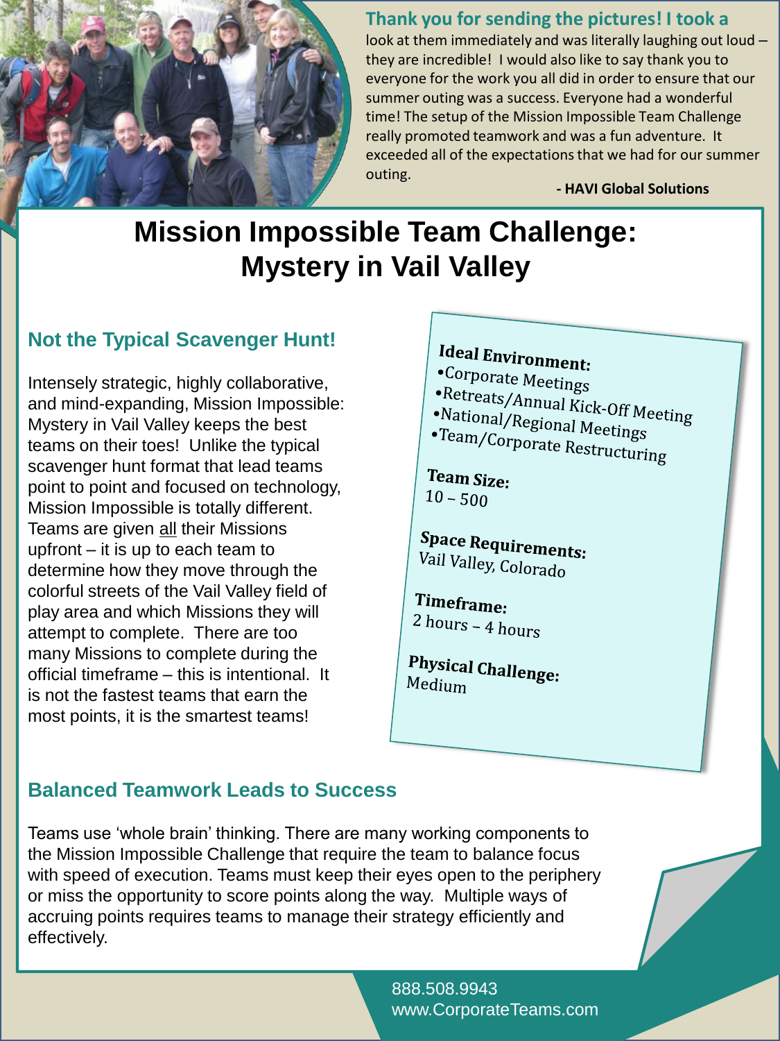**Thank you for sending the pictures! I took a** look at them immediately and was literally laughing out loud – they are incredible! I would also like to say thank you to everyone for the work you all did in order to ensure that our summer outing was a success. Everyone had a wonderful time! The setup of the Mission Impossible Team Challenge really promoted teamwork and was a fun adventure. It exceeded all of the expectations that we had for our summer outing.

**- HAVI Global Solutions**

# Mission Impossible Team Challenge: Mystery in Vail Valley

## Not the Typical Scavenger Hunt!

Intensely strategic, highly collaborative, and mind-expanding, Mission Impossible: Mystery in Vail Valley keeps the best teams on their toes! Unlike the typical scavenger hunt format that lead teams point to point and focused on technology, Mission Impossible is totally different. Teams are given all their Missions upfront – it is up to each team to determine how they move through the colorful streets of the Vail Valley field of play area and which Missions they will attempt to complete. There are too many Missions to complete during the official timeframe – this is intentional. It is not the fastest teams that earn the most points, it is the smartest teams!

**Ideal Environment:**
- Corporate Meetings
- Retreats/Annual Kick-Off Meeting
- National/Regional Meetings
- Team/Corporate Restructuring

**Team Size:**
10 – 500

**Space Requirements:**
Vail Valley, Colorado

**Timeframe:**
2 hours – 4 hours

**Physical Challenge:**
Medium

## Balanced Teamwork Leads to Success

Teams use 'whole brain' thinking. There are many working components to the Mission Impossible Challenge that require the team to balance focus with speed of execution. Teams must keep their eyes open to the periphery or miss the opportunity to score points along the way. Multiple ways of accruing points requires teams to manage their strategy efficiently and effectively.

888.508.9943
www.CorporateTeams.com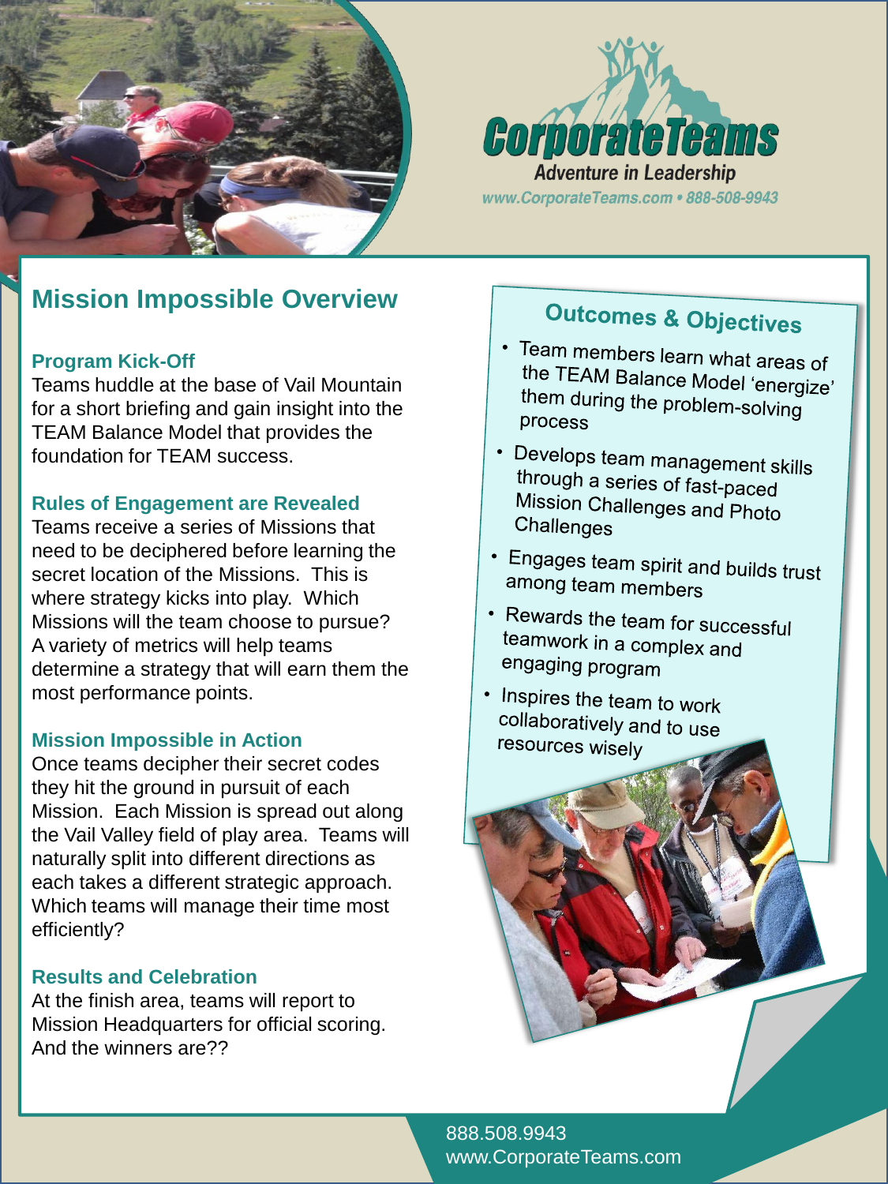CorporateTeams

Adventure in Leadership

www.CorporateTeams.com • 888-508-9943

## Mission Impossible Overview

### Program Kick-Off

Teams huddle at the base of Vail Mountain for a short briefing and gain insight into the TEAM Balance Model that provides the foundation for TEAM success.

### Rules of Engagement are Revealed

Teams receive a series of Missions that need to be deciphered before learning the secret location of the Missions. This is where strategy kicks into play. Which Missions will the team choose to pursue? A variety of metrics will help teams determine a strategy that will earn them the most performance points.

### Mission Impossible in Action

Once teams decipher their secret codes they hit the ground in pursuit of each Mission. Each Mission is spread out along the Vail Valley field of play area. Teams will naturally split into different directions as each takes a different strategic approach. Which teams will manage their time most efficiently?

### Results and Celebration

At the finish area, teams will report to Mission Headquarters for official scoring. And the winners are??

## Outcomes & Objectives

- Team members learn what areas of the TEAM Balance Model 'energize' them during the problem-solving process
- Develops team management skills through a series of fast-paced Mission Challenges and Photo Challenges
- Engages team spirit and builds trust among team members
- Rewards the team for successful teamwork in a complex and engaging program
- Inspires the team to work collaboratively and to use resources wisely

888.508.9943
www.CorporateTeams.com